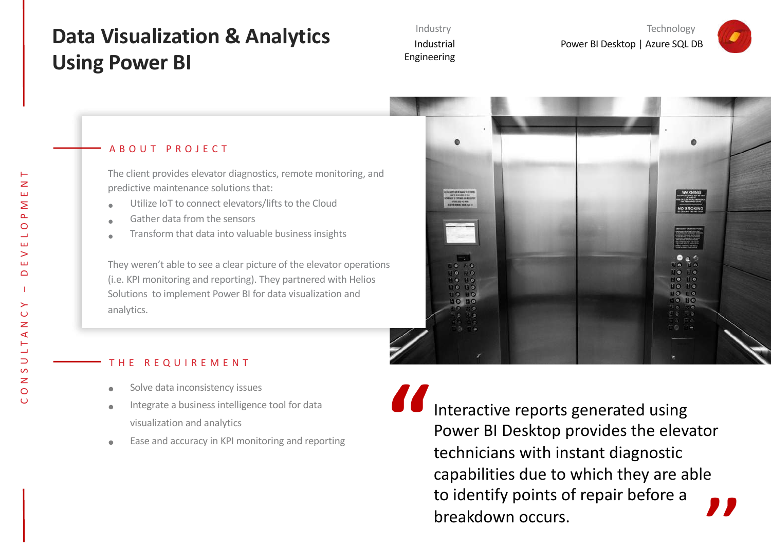# Data Visualization & Analytics Using Power BI

Industry
Industrial Engineering

Technology
Power BI Desktop | Azure SQL DB

CONSULTANCY – DEVELOPMENT

## ABOUT PROJECT

The client provides elevator diagnostics, remote monitoring, and predictive maintenance solutions that:

- Utilize IoT to connect elevators/lifts to the Cloud
- Gather data from the sensors
- Transform that data into valuable business insights

They weren't able to see a clear picture of the elevator operations (i.e. KPI monitoring and reporting). They partnered with Helios Solutions to implement Power BI for data visualization and analytics.

## THE REQUIREMENT

- Solve data inconsistency issues
- Integrate a business intelligence tool for data visualization and analytics
- Ease and accuracy in KPI monitoring and reporting

> "Interactive reports generated using Power BI Desktop provides the elevator technicians with instant diagnostic capabilities due to which they are able to identify points of repair before a breakdown occurs."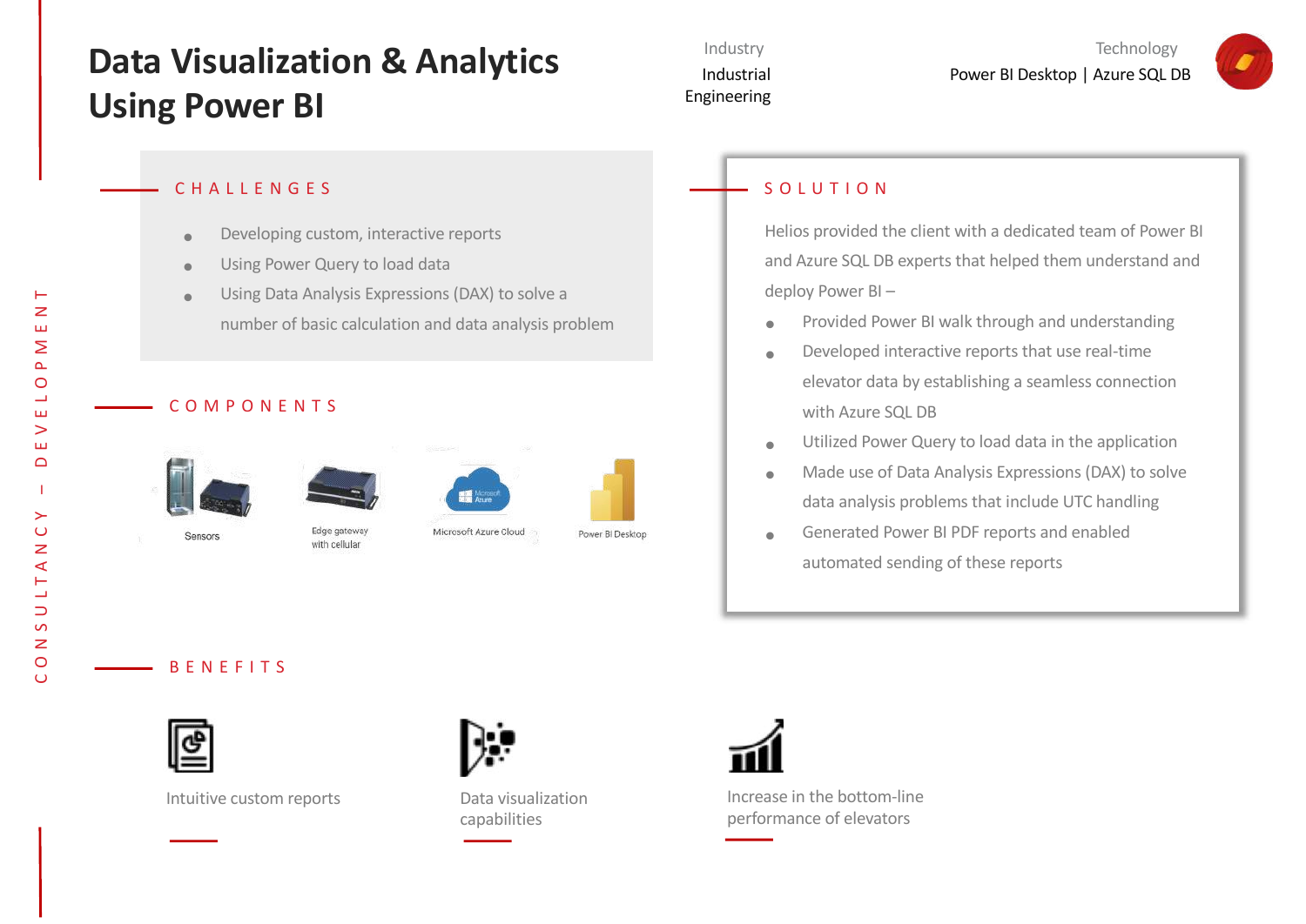# Data Visualization & Analytics Using Power BI

Industry
Industrial Engineering

Technology
Power BI Desktop | Azure SQL DB

CONSULTANCY – DEVELOPMENT

## CHALLENGES

- Developing custom, interactive reports
- Using Power Query to load data
- Using Data Analysis Expressions (DAX) to solve a number of basic calculation and data analysis problem

## COMPONENTS

Sensors

Edge gateway with cellular

Microsoft Azure Cloud

Power BI Desktop

## SOLUTION

Helios provided the client with a dedicated team of Power BI and Azure SQL DB experts that helped them understand and deploy Power BI –

- Provided Power BI walk through and understanding
- Developed interactive reports that use real-time elevator data by establishing a seamless connection with Azure SQL DB
- Utilized Power Query to load data in the application
- Made use of Data Analysis Expressions (DAX) to solve data analysis problems that include UTC handling
- Generated Power BI PDF reports and enabled automated sending of these reports

## BENEFITS

Intuitive custom reports

Data visualization capabilities

Increase in the bottom-line performance of elevators